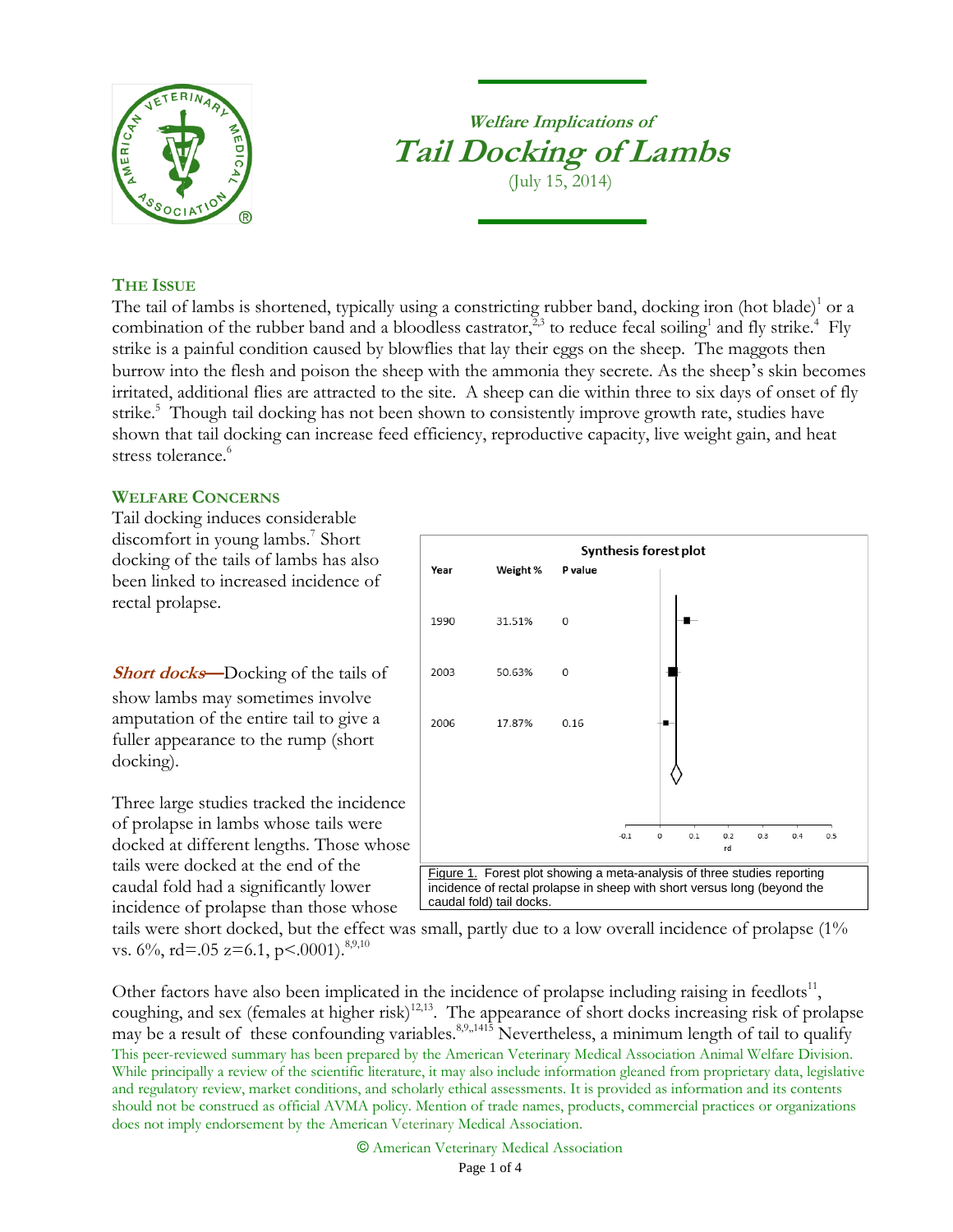# *Welfare Implications of* ***Tail Docking of Lambs***

(July 15, 2014)

## The Issue

The tail of lambs is shortened, typically using a constricting rubber band, docking iron (hot blade)[1] or a combination of the rubber band and a bloodless castrator,[2,3] to reduce fecal soiling[1] and fly strike.[4] Fly strike is a painful condition caused by blowflies that lay their eggs on the sheep. The maggots then burrow into the flesh and poison the sheep with the ammonia they secrete. As the sheep's skin becomes irritated, additional flies are attracted to the site. A sheep can die within three to six days of onset of fly strike.[5] Though tail docking has not been shown to consistently improve growth rate, studies have shown that tail docking can increase feed efficiency, reproductive capacity, live weight gain, and heat stress tolerance.[6]

## Welfare Concerns

Tail docking induces considerable discomfort in young lambs.[7] Short docking of the tails of lambs has also been linked to increased incidence of rectal prolapse.

***Short docks*—**Docking of the tails of show lambs may sometimes involve amputation of the entire tail to give a fuller appearance to the rump (short docking).

Three large studies tracked the incidence of prolapse in lambs whose tails were docked at different lengths. Those whose tails were docked at the end of the caudal fold had a significantly lower incidence of prolapse than those whose tails were short docked, but the effect was small, partly due to a low overall incidence of prolapse (1% vs. 6%, rd=.05 z=6.1, p<.0001).[8,9,10]

Synthesis forest plot

Year | Weight % | P value

1990 | 31.51% | 0

2003 | 50.63% | 0

2006 | 17.87% | 0.16

-0.1 0 0.1 0.2 0.3 0.4 0.5

rd

Figure 1. Forest plot showing a meta-analysis of three studies reporting incidence of rectal prolapse in sheep with short versus long (beyond the caudal fold) tail docks.

Other factors have also been implicated in the incidence of prolapse including raising in feedlots[11], coughing, and sex (females at higher risk)[12,13]. The appearance of short docks increasing risk of prolapse may be a result of these confounding variables.[8,9,,1415] Nevertheless, a minimum length of tail to qualify

This peer-reviewed summary has been prepared by the American Veterinary Medical Association Animal Welfare Division. While principally a review of the scientific literature, it may also include information gleaned from proprietary data, legislative and regulatory review, market conditions, and scholarly ethical assessments. It is provided as information and its contents should not be construed as official AVMA policy. Mention of trade names, products, commercial practices or organizations does not imply endorsement by the American Veterinary Medical Association.

© American Veterinary Medical Association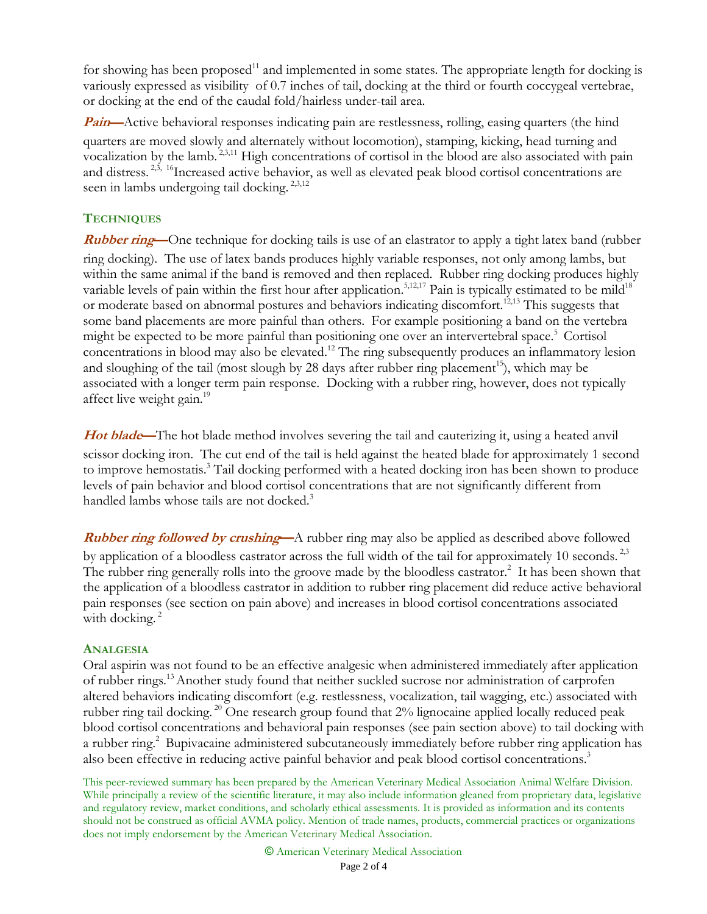for showing has been proposed[11] and implemented in some states. The appropriate length for docking is variously expressed as visibility of 0.7 inches of tail, docking at the third or fourth coccygeal vertebrae, or docking at the end of the caudal fold/hairless under-tail area.

***Pain*—**Active behavioral responses indicating pain are restlessness, rolling, easing quarters (the hind quarters are moved slowly and alternately without locomotion), stamping, kicking, head turning and vocalization by the lamb.[2,3,11] High concentrations of cortisol in the blood are also associated with pain and distress.[2,3,16] Increased active behavior, as well as elevated peak blood cortisol concentrations are seen in lambs undergoing tail docking.[2,3,12]

## TECHNIQUES

***Rubber ring*—**One technique for docking tails is use of an elastrator to apply a tight latex band (rubber ring docking). The use of latex bands produces highly variable responses, not only among lambs, but within the same animal if the band is removed and then replaced. Rubber ring docking produces highly variable levels of pain within the first hour after application.[5,12,17] Pain is typically estimated to be mild[18] or moderate based on abnormal postures and behaviors indicating discomfort.[12,13] This suggests that some band placements are more painful than others. For example positioning a band on the vertebra might be expected to be more painful than positioning one over an intervertebral space.[5] Cortisol concentrations in blood may also be elevated.[12] The ring subsequently produces an inflammatory lesion and sloughing of the tail (most slough by 28 days after rubber ring placement[15]), which may be associated with a longer term pain response. Docking with a rubber ring, however, does not typically affect live weight gain.[19]

***Hot blade*—**The hot blade method involves severing the tail and cauterizing it, using a heated anvil scissor docking iron. The cut end of the tail is held against the heated blade for approximately 1 second to improve hemostatis.[3] Tail docking performed with a heated docking iron has been shown to produce levels of pain behavior and blood cortisol concentrations that are not significantly different from handled lambs whose tails are not docked.[3]

***Rubber ring followed by crushing*—**A rubber ring may also be applied as described above followed by application of a bloodless castrator across the full width of the tail for approximately 10 seconds.[2,3] The rubber ring generally rolls into the groove made by the bloodless castrator.[2] It has been shown that the application of a bloodless castrator in addition to rubber ring placement did reduce active behavioral pain responses (see section on pain above) and increases in blood cortisol concentrations associated with docking.[2]

## ANALGESIA

Oral aspirin was not found to be an effective analgesic when administered immediately after application of rubber rings.[13] Another study found that neither suckled sucrose nor administration of carprofen altered behaviors indicating discomfort (e.g. restlessness, vocalization, tail wagging, etc.) associated with rubber ring tail docking.[20] One research group found that 2% lignocaine applied locally reduced peak blood cortisol concentrations and behavioral pain responses (see pain section above) to tail docking with a rubber ring.[2] Bupivacaine administered subcutaneously immediately before rubber ring application has also been effective in reducing active painful behavior and peak blood cortisol concentrations.[3]

This peer-reviewed summary has been prepared by the American Veterinary Medical Association Animal Welfare Division. While principally a review of the scientific literature, it may also include information gleaned from proprietary data, legislative and regulatory review, market conditions, and scholarly ethical assessments. It is provided as information and its contents should not be construed as official AVMA policy. Mention of trade names, products, commercial practices or organizations does not imply endorsement by the American Veterinary Medical Association.

© American Veterinary Medical Association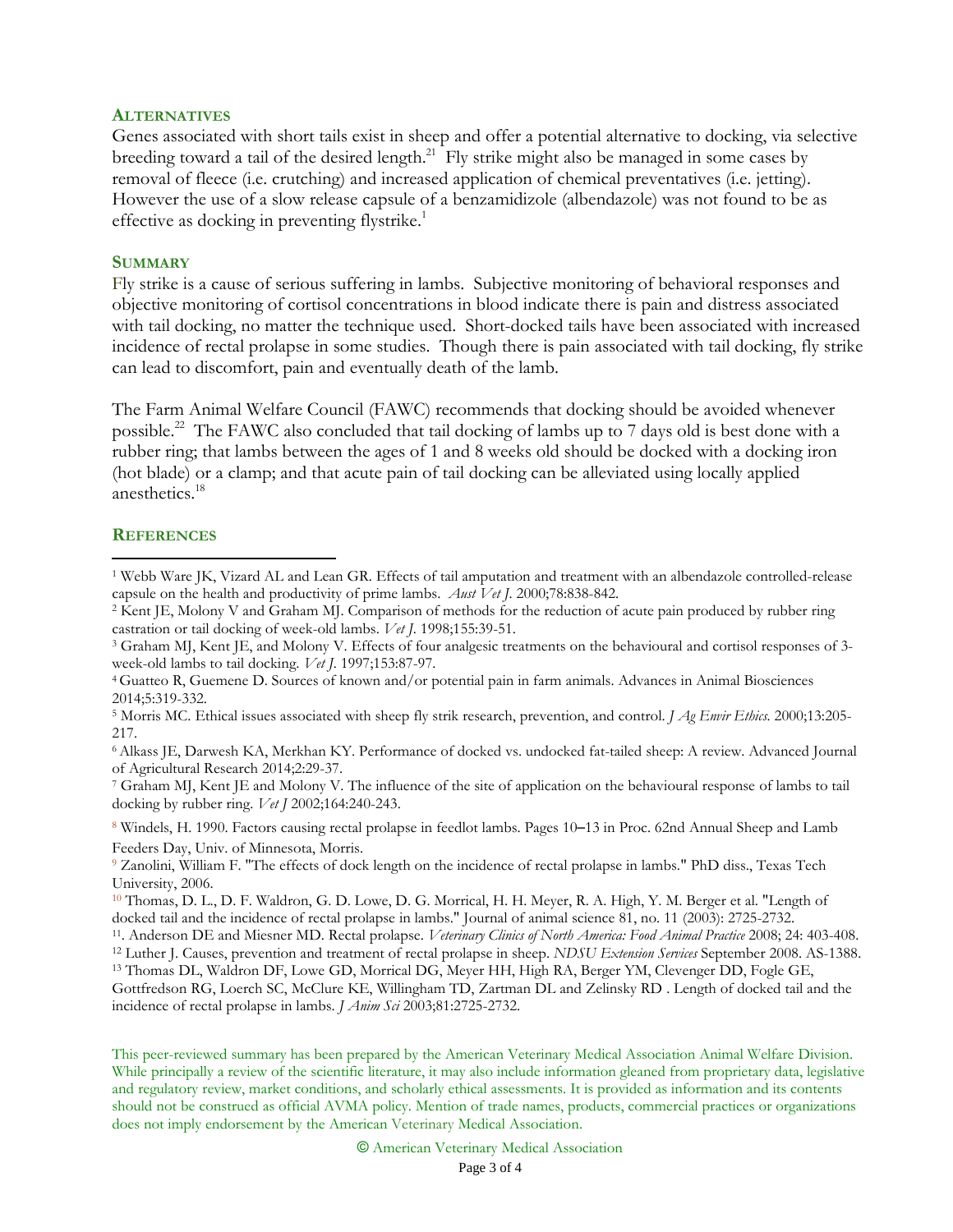## ALTERNATIVES

Genes associated with short tails exist in sheep and offer a potential alternative to docking, via selective breeding toward a tail of the desired length.[21] Fly strike might also be managed in some cases by removal of fleece (i.e. crutching) and increased application of chemical preventatives (i.e. jetting). However the use of a slow release capsule of a benzamidizole (albendazole) was not found to be as effective as docking in preventing flystrike.[1]

## SUMMARY

Fly strike is a cause of serious suffering in lambs. Subjective monitoring of behavioral responses and objective monitoring of cortisol concentrations in blood indicate there is pain and distress associated with tail docking, no matter the technique used. Short-docked tails have been associated with increased incidence of rectal prolapse in some studies. Though there is pain associated with tail docking, fly strike can lead to discomfort, pain and eventually death of the lamb.

The Farm Animal Welfare Council (FAWC) recommends that docking should be avoided whenever possible.[22] The FAWC also concluded that tail docking of lambs up to 7 days old is best done with a rubber ring; that lambs between the ages of 1 and 8 weeks old should be docked with a docking iron (hot blade) or a clamp; and that acute pain of tail docking can be alleviated using locally applied anesthetics.[18]

## REFERENCES

[1] Webb Ware JK, Vizard AL and Lean GR. Effects of tail amputation and treatment with an albendazole controlled-release capsule on the health and productivity of prime lambs. *Aust Vet J.* 2000;78:838-842.

[2] Kent JE, Molony V and Graham MJ. Comparison of methods for the reduction of acute pain produced by rubber ring castration or tail docking of week-old lambs. *Vet J.* 1998;155:39-51.

[3] Graham MJ, Kent JE, and Molony V. Effects of four analgesic treatments on the behavioural and cortisol responses of 3-week-old lambs to tail docking. *Vet J.* 1997;153:87-97.

[4] Guatteo R, Guemene D. Sources of known and/or potential pain in farm animals. Advances in Animal Biosciences 2014;5:319-332.

[5] Morris MC. Ethical issues associated with sheep fly strik research, prevention, and control. *J Ag Envir Ethics.* 2000;13:205-217.

[6] Alkass JE, Darwesh KA, Merkhan KY. Performance of docked vs. undocked fat-tailed sheep: A review. Advanced Journal of Agricultural Research 2014;2:29-37.

[7] Graham MJ, Kent JE and Molony V. The influence of the site of application on the behavioural response of lambs to tail docking by rubber ring. *Vet J* 2002;164:240-243.

[8] Windels, H. 1990. Factors causing rectal prolapse in feedlot lambs. Pages 10–13 in Proc. 62nd Annual Sheep and Lamb Feeders Day, Univ. of Minnesota, Morris.

[9] Zanolini, William F. "The effects of dock length on the incidence of rectal prolapse in lambs." PhD diss., Texas Tech University, 2006.

[10] Thomas, D. L., D. F. Waldron, G. D. Lowe, D. G. Morrical, H. H. Meyer, R. A. High, Y. M. Berger et al. "Length of docked tail and the incidence of rectal prolapse in lambs." Journal of animal science 81, no. 11 (2003): 2725-2732.

[11]. Anderson DE and Miesner MD. Rectal prolapse. *Veterinary Clinics of North America: Food Animal Practice* 2008; 24: 403-408.

[12] Luther J. Causes, prevention and treatment of rectal prolapse in sheep. *NDSU Extension Services* September 2008. AS-1388.

[13] Thomas DL, Waldron DF, Lowe GD, Morrical DG, Meyer HH, High RA, Berger YM, Clevenger DD, Fogle GE, Gottfredson RG, Loerch SC, McClure KE, Willingham TD, Zartman DL and Zelinsky RD . Length of docked tail and the incidence of rectal prolapse in lambs. *J Anim Sci* 2003;81:2725-2732.

This peer-reviewed summary has been prepared by the American Veterinary Medical Association Animal Welfare Division. While principally a review of the scientific literature, it may also include information gleaned from proprietary data, legislative and regulatory review, market conditions, and scholarly ethical assessments. It is provided as information and its contents should not be construed as official AVMA policy. Mention of trade names, products, commercial practices or organizations does not imply endorsement by the American Veterinary Medical Association.

© American Veterinary Medical Association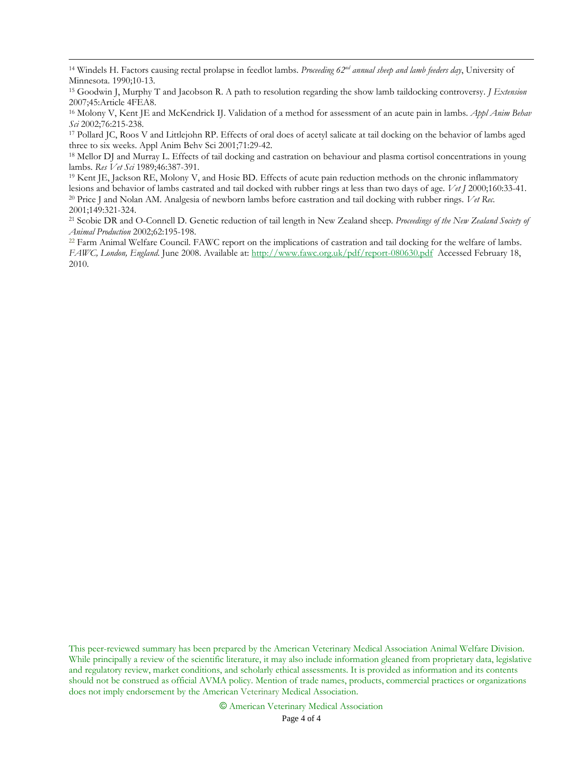[14] Windels H. Factors causing rectal prolapse in feedlot lambs. *Proceeding 62nd annual sheep and lamb feeders day*, University of Minnesota. 1990;10-13.

[15] Goodwin J, Murphy T and Jacobson R. A path to resolution regarding the show lamb taildocking controversy. *J Extension* 2007;45:Article 4FEA8.

[16] Molony V, Kent JE and McKendrick IJ. Validation of a method for assessment of an acute pain in lambs. *Appl Anim Behav Sci* 2002;76:215-238.

[17] Pollard JC, Roos V and Littlejohn RP. Effects of oral does of acetyl salicate at tail docking on the behavior of lambs aged three to six weeks. Appl Anim Behv Sci 2001;71:29-42.

[18] Mellor DJ and Murray L. Effects of tail docking and castration on behaviour and plasma cortisol concentrations in young lambs. *Res Vet Sci* 1989;46:387-391.

[19] Kent JE, Jackson RE, Molony V, and Hosie BD. Effects of acute pain reduction methods on the chronic inflammatory lesions and behavior of lambs castrated and tail docked with rubber rings at less than two days of age. *Vet J* 2000;160:33-41.

[20] Price J and Nolan AM. Analgesia of newborn lambs before castration and tail docking with rubber rings. *Vet Rec.* 2001;149:321-324.

[21] Scobie DR and O-Connell D. Genetic reduction of tail length in New Zealand sheep. *Proceedings of the New Zealand Society of Animal Production* 2002;62:195-198.

[22] Farm Animal Welfare Council. FAWC report on the implications of castration and tail docking for the welfare of lambs. *FAWC, London, England*. June 2008. Available at: http://www.fawc.org.uk/pdf/report-080630.pdf Accessed February 18, 2010.

This peer-reviewed summary has been prepared by the American Veterinary Medical Association Animal Welfare Division. While principally a review of the scientific literature, it may also include information gleaned from proprietary data, legislative and regulatory review, market conditions, and scholarly ethical assessments. It is provided as information and its contents should not be construed as official AVMA policy. Mention of trade names, products, commercial practices or organizations does not imply endorsement by the American Veterinary Medical Association.

© American Veterinary Medical Association